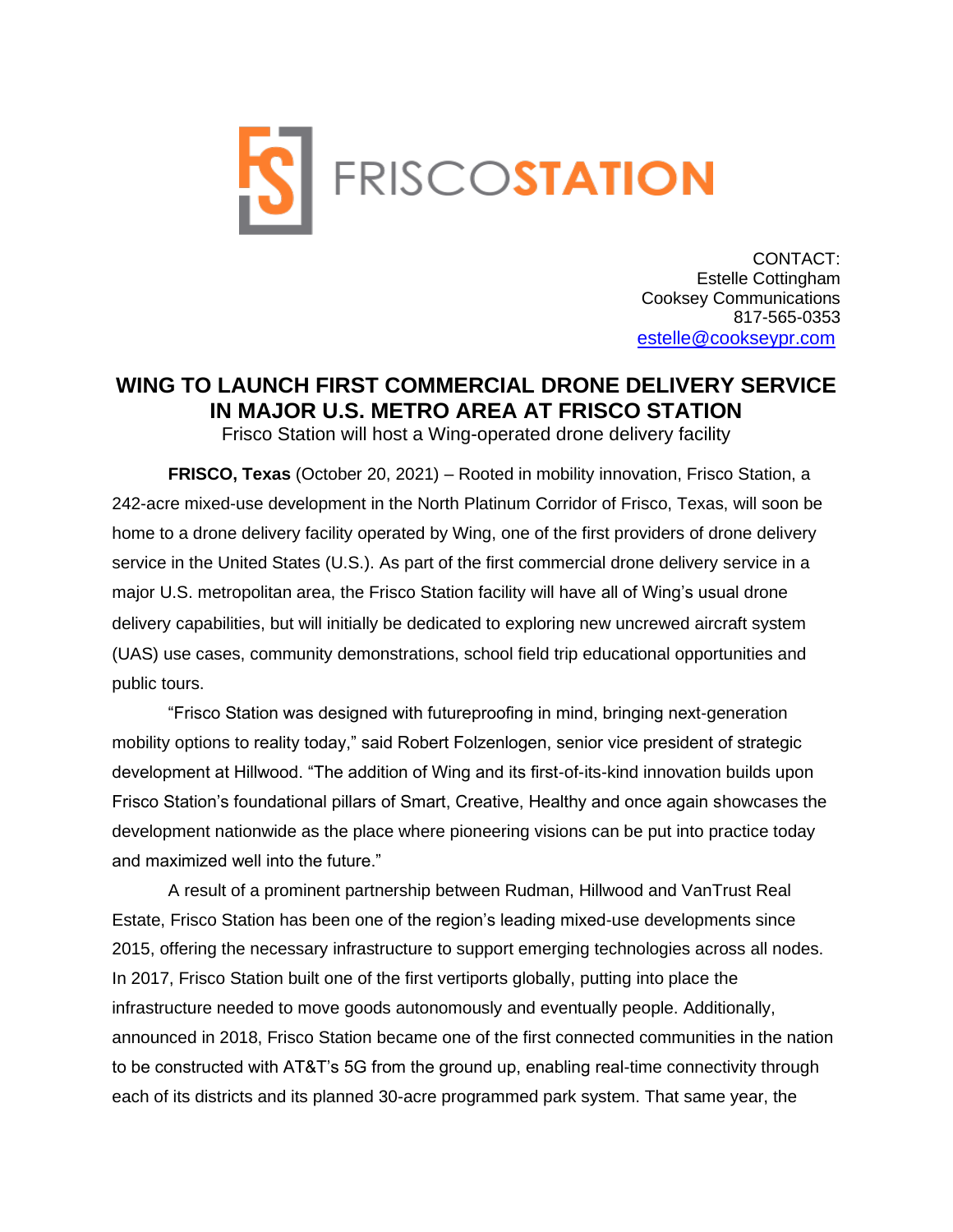FRISCOSTATION

CONTACT:
Estelle Cottingham
Cooksey Communications
817-565-0353
estelle@cookseypr.com

# WING TO LAUNCH FIRST COMMERCIAL DRONE DELIVERY SERVICE IN MAJOR U.S. METRO AREA AT FRISCO STATION

Frisco Station will host a Wing-operated drone delivery facility

**FRISCO, Texas** (October 20, 2021) – Rooted in mobility innovation, Frisco Station, a 242-acre mixed-use development in the North Platinum Corridor of Frisco, Texas, will soon be home to a drone delivery facility operated by Wing, one of the first providers of drone delivery service in the United States (U.S.). As part of the first commercial drone delivery service in a major U.S. metropolitan area, the Frisco Station facility will have all of Wing's usual drone delivery capabilities, but will initially be dedicated to exploring new uncrewed aircraft system (UAS) use cases, community demonstrations, school field trip educational opportunities and public tours.

"Frisco Station was designed with futureproofing in mind, bringing next-generation mobility options to reality today," said Robert Folzenlogen, senior vice president of strategic development at Hillwood. "The addition of Wing and its first-of-its-kind innovation builds upon Frisco Station's foundational pillars of Smart, Creative, Healthy and once again showcases the development nationwide as the place where pioneering visions can be put into practice today and maximized well into the future."

A result of a prominent partnership between Rudman, Hillwood and VanTrust Real Estate, Frisco Station has been one of the region's leading mixed-use developments since 2015, offering the necessary infrastructure to support emerging technologies across all nodes. In 2017, Frisco Station built one of the first vertiports globally, putting into place the infrastructure needed to move goods autonomously and eventually people. Additionally, announced in 2018, Frisco Station became one of the first connected communities in the nation to be constructed with AT&T's 5G from the ground up, enabling real-time connectivity through each of its districts and its planned 30-acre programmed park system. That same year, the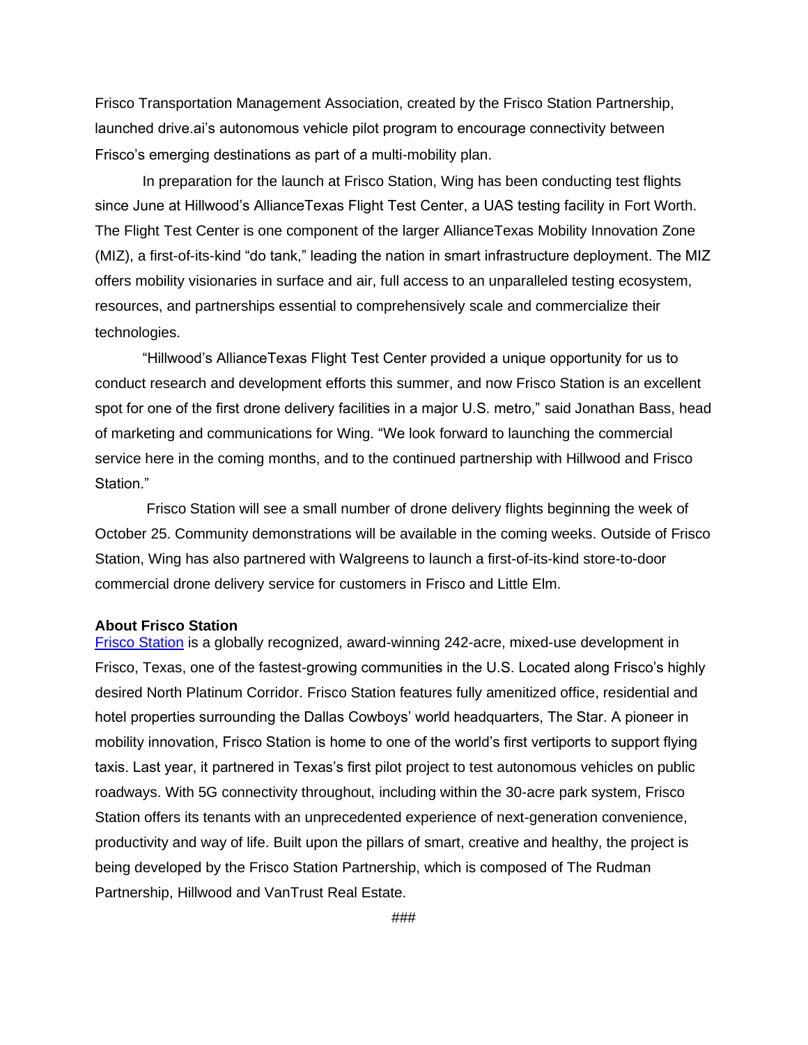Frisco Transportation Management Association, created by the Frisco Station Partnership, launched drive.ai's autonomous vehicle pilot program to encourage connectivity between Frisco's emerging destinations as part of a multi-mobility plan.

In preparation for the launch at Frisco Station, Wing has been conducting test flights since June at Hillwood's AllianceTexas Flight Test Center, a UAS testing facility in Fort Worth. The Flight Test Center is one component of the larger AllianceTexas Mobility Innovation Zone (MIZ), a first-of-its-kind "do tank," leading the nation in smart infrastructure deployment. The MIZ offers mobility visionaries in surface and air, full access to an unparalleled testing ecosystem, resources, and partnerships essential to comprehensively scale and commercialize their technologies.

"Hillwood's AllianceTexas Flight Test Center provided a unique opportunity for us to conduct research and development efforts this summer, and now Frisco Station is an excellent spot for one of the first drone delivery facilities in a major U.S. metro," said Jonathan Bass, head of marketing and communications for Wing. "We look forward to launching the commercial service here in the coming months, and to the continued partnership with Hillwood and Frisco Station."

Frisco Station will see a small number of drone delivery flights beginning the week of October 25. Community demonstrations will be available in the coming weeks. Outside of Frisco Station, Wing has also partnered with Walgreens to launch a first-of-its-kind store-to-door commercial drone delivery service for customers in Frisco and Little Elm.

**About Frisco Station**

Frisco Station is a globally recognized, award-winning 242-acre, mixed-use development in Frisco, Texas, one of the fastest-growing communities in the U.S. Located along Frisco's highly desired North Platinum Corridor. Frisco Station features fully amenitized office, residential and hotel properties surrounding the Dallas Cowboys' world headquarters, The Star. A pioneer in mobility innovation, Frisco Station is home to one of the world's first vertiports to support flying taxis. Last year, it partnered in Texas's first pilot project to test autonomous vehicles on public roadways. With 5G connectivity throughout, including within the 30-acre park system, Frisco Station offers its tenants with an unprecedented experience of next-generation convenience, productivity and way of life. Built upon the pillars of smart, creative and healthy, the project is being developed by the Frisco Station Partnership, which is composed of The Rudman Partnership, Hillwood and VanTrust Real Estate.

###